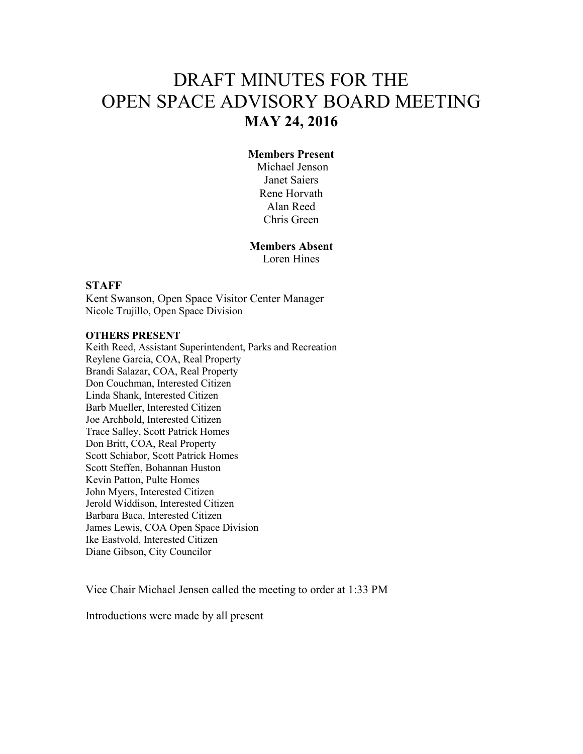# DRAFT MINUTES FOR THE OPEN SPACE ADVISORY BOARD MEETING

## MAY 24, 2016

**Members Present**
Michael Jenson
Janet Saiers
Rene Horvath
Alan Reed
Chris Green

**Members Absent**
Loren Hines

**STAFF**
Kent Swanson, Open Space Visitor Center Manager
Nicole Trujillo, Open Space Division

**OTHERS PRESENT**
Keith Reed, Assistant Superintendent, Parks and Recreation
Reylene Garcia, COA, Real Property
Brandi Salazar, COA, Real Property
Don Couchman, Interested Citizen
Linda Shank, Interested Citizen
Barb Mueller, Interested Citizen
Joe Archbold, Interested Citizen
Trace Salley, Scott Patrick Homes
Don Britt, COA, Real Property
Scott Schiabor, Scott Patrick Homes
Scott Steffen, Bohannan Huston
Kevin Patton, Pulte Homes
John Myers, Interested Citizen
Jerold Widdison, Interested Citizen
Barbara Baca, Interested Citizen
James Lewis, COA Open Space Division
Ike Eastvold, Interested Citizen
Diane Gibson, City Councilor

Vice Chair Michael Jensen called the meeting to order at 1:33 PM

Introductions were made by all present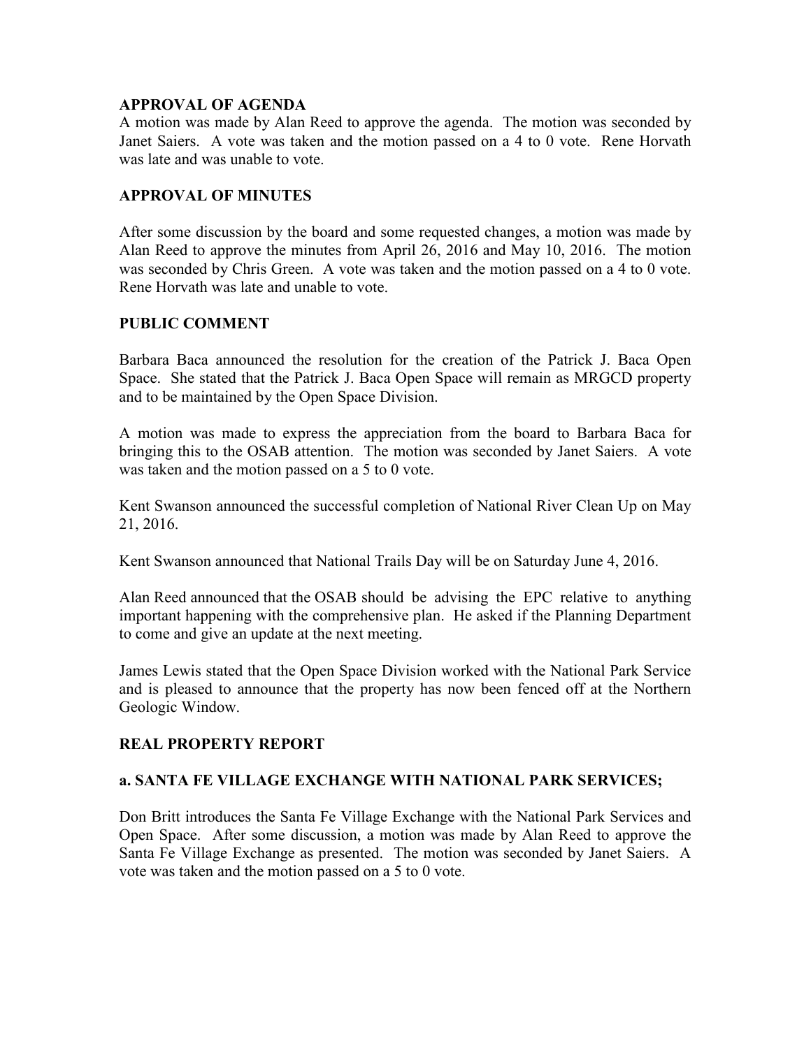**APPROVAL OF AGENDA**

A motion was made by Alan Reed to approve the agenda. The motion was seconded by Janet Saiers. A vote was taken and the motion passed on a 4 to 0 vote. Rene Horvath was late and was unable to vote.

**APPROVAL OF MINUTES**

After some discussion by the board and some requested changes, a motion was made by Alan Reed to approve the minutes from April 26, 2016 and May 10, 2016. The motion was seconded by Chris Green. A vote was taken and the motion passed on a 4 to 0 vote. Rene Horvath was late and unable to vote.

**PUBLIC COMMENT**

Barbara Baca announced the resolution for the creation of the Patrick J. Baca Open Space. She stated that the Patrick J. Baca Open Space will remain as MRGCD property and to be maintained by the Open Space Division.

A motion was made to express the appreciation from the board to Barbara Baca for bringing this to the OSAB attention. The motion was seconded by Janet Saiers. A vote was taken and the motion passed on a 5 to 0 vote.

Kent Swanson announced the successful completion of National River Clean Up on May 21, 2016.

Kent Swanson announced that National Trails Day will be on Saturday June 4, 2016.

Alan Reed announced that the OSAB should be advising the EPC relative to anything important happening with the comprehensive plan. He asked if the Planning Department to come and give an update at the next meeting.

James Lewis stated that the Open Space Division worked with the National Park Service and is pleased to announce that the property has now been fenced off at the Northern Geologic Window.

**REAL PROPERTY REPORT**

**a. SANTA FE VILLAGE EXCHANGE WITH NATIONAL PARK SERVICES;**

Don Britt introduces the Santa Fe Village Exchange with the National Park Services and Open Space. After some discussion, a motion was made by Alan Reed to approve the Santa Fe Village Exchange as presented. The motion was seconded by Janet Saiers. A vote was taken and the motion passed on a 5 to 0 vote.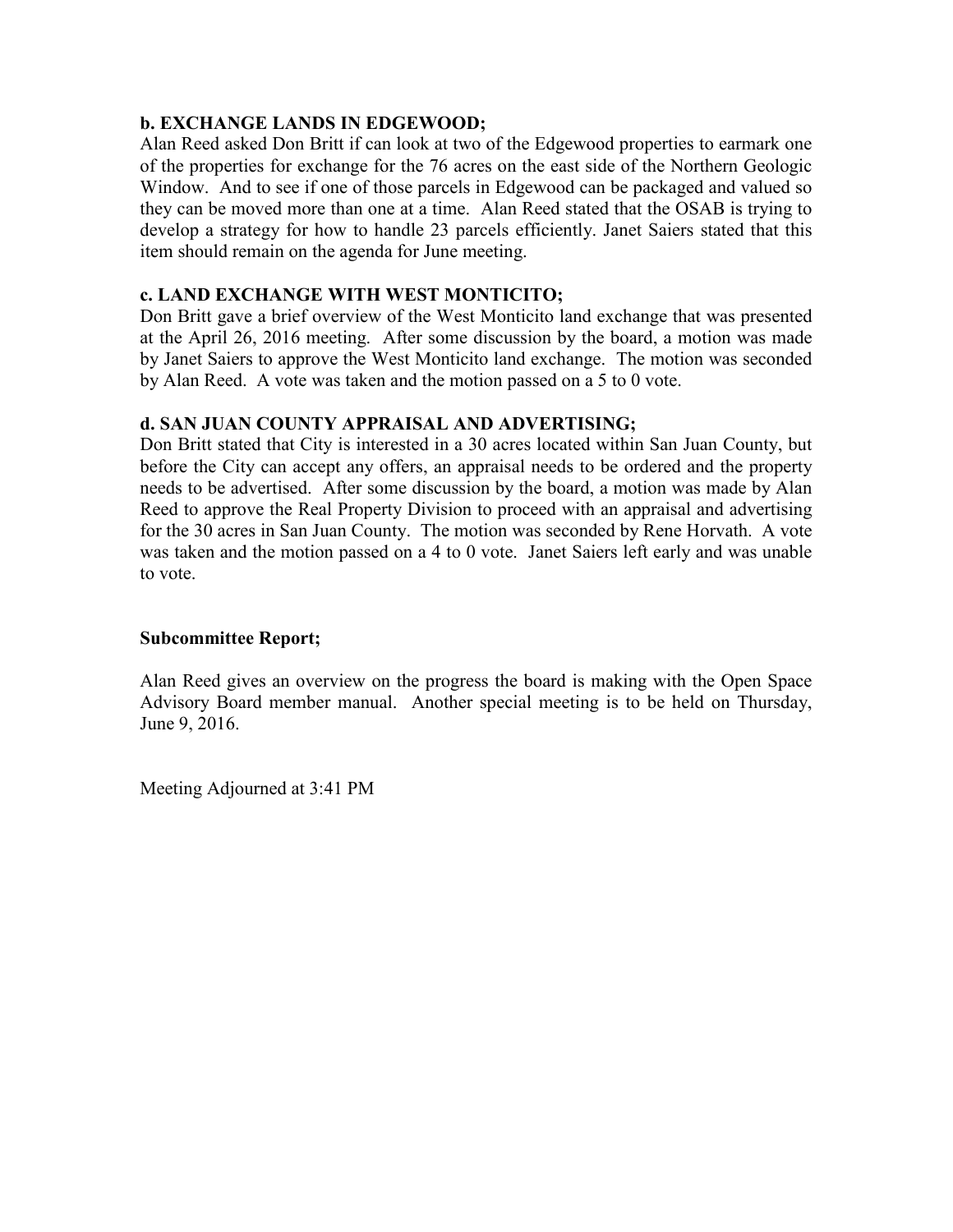**b. EXCHANGE LANDS IN EDGEWOOD;**

Alan Reed asked Don Britt if can look at two of the Edgewood properties to earmark one of the properties for exchange for the 76 acres on the east side of the Northern Geologic Window. And to see if one of those parcels in Edgewood can be packaged and valued so they can be moved more than one at a time. Alan Reed stated that the OSAB is trying to develop a strategy for how to handle 23 parcels efficiently. Janet Saiers stated that this item should remain on the agenda for June meeting.

**c. LAND EXCHANGE WITH WEST MONTICITO;**

Don Britt gave a brief overview of the West Monticito land exchange that was presented at the April 26, 2016 meeting. After some discussion by the board, a motion was made by Janet Saiers to approve the West Monticito land exchange. The motion was seconded by Alan Reed. A vote was taken and the motion passed on a 5 to 0 vote.

**d. SAN JUAN COUNTY APPRAISAL AND ADVERTISING;**

Don Britt stated that City is interested in a 30 acres located within San Juan County, but before the City can accept any offers, an appraisal needs to be ordered and the property needs to be advertised. After some discussion by the board, a motion was made by Alan Reed to approve the Real Property Division to proceed with an appraisal and advertising for the 30 acres in San Juan County. The motion was seconded by Rene Horvath. A vote was taken and the motion passed on a 4 to 0 vote. Janet Saiers left early and was unable to vote.

**Subcommittee Report;**

Alan Reed gives an overview on the progress the board is making with the Open Space Advisory Board member manual. Another special meeting is to be held on Thursday, June 9, 2016.

Meeting Adjourned at 3:41 PM